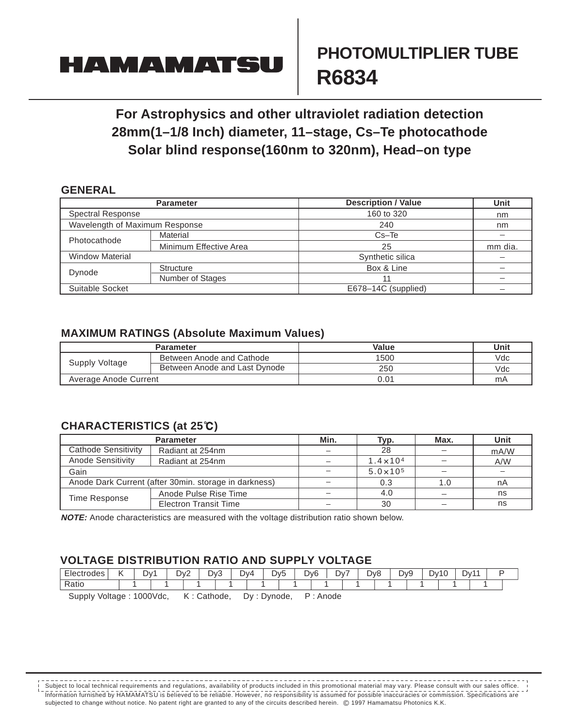# HAMAMATSU

# PHOTOMULTIPLIER TUBE R6834

## For Astrophysics and other ultraviolet radiation detection
## 28mm(1–1/8 Inch) diameter, 11–stage, Cs–Te photocathode
## Solar blind response(160nm to 320nm), Head–on type

### GENERAL

| Parameter | | Description / Value | Unit |
|---|---|---|---|
| Spectral Response | | 160 to 320 | nm |
| Wavelength of Maximum Response | | 240 | nm |
| Photocathode | Material | Cs–Te | – |
| | Minimum Effective Area | 25 | mm dia. |
| Window Material | | Synthetic silica | – |
| Dynode | Structure | Box & Line | – |
| | Number of Stages | 11 | – |
| Suitable Socket | | E678–14C (supplied) | – |

### MAXIMUM RATINGS (Absolute Maximum Values)

| Parameter | | Value | Unit |
|---|---|---|---|
| Supply Voltage | Between Anode and Cathode | 1500 | Vdc |
| | Between Anode and Last Dynode | 250 | Vdc |
| Average Anode Current | | 0.01 | mA |

### CHARACTERISTICS (at 25℃)

| Parameter | | Min. | Typ. | Max. | Unit |
|---|---|---|---|---|---|
| Cathode Sensitivity | Radiant at 254nm | – | 28 | – | mA/W |
| Anode Sensitivity | Radiant at 254nm | – | $1.4 \times 10^4$ | – | A/W |
| Gain | | – | $5.0 \times 10^5$ | – | – |
| Anode Dark Current (after 30min. storage in darkness) | | – | 0.3 | 1.0 | nA |
| Time Response | Anode Pulse Rise Time | – | 4.0 | – | ns |
| | Electron Transit Time | – | 30 | – | ns |

***NOTE:*** Anode characteristics are measured with the voltage distribution ratio shown below.

### VOLTAGE DISTRIBUTION RATIO AND SUPPLY VOLTAGE

| Electrodes | K | | Dy1 | | Dy2 | | Dy3 | | Dy4 | | Dy5 | | Dy6 | | Dy7 | | Dy8 | | Dy9 | | Dy10 | | Dy11 | | P |
|---|---|---|---|---|---|---|---|---|---|---|---|---|---|---|---|---|---|---|---|---|---|---|---|---|---|
| Ratio | | 1 | | 1 | | 1 | | 1 | | 1 | | 1 | | 1 | | 1 | | 1 | | 1 | | 1 | | 1 | |

Supply Voltage : 1000Vdc, K : Cathode, Dy : Dynode, P : Anode

Subject to local technical requirements and regulations, availability of products included in this promotional material may vary. Please consult with our sales office. Information furnished by HAMAMATSU is believed to be reliable. However, no responsibility is assumed for possible inaccuracies or commission. Specifications are subjected to change without notice. No patent right are granted to any of the circuits described herein. © 1997 Hamamatsu Photonics K.K.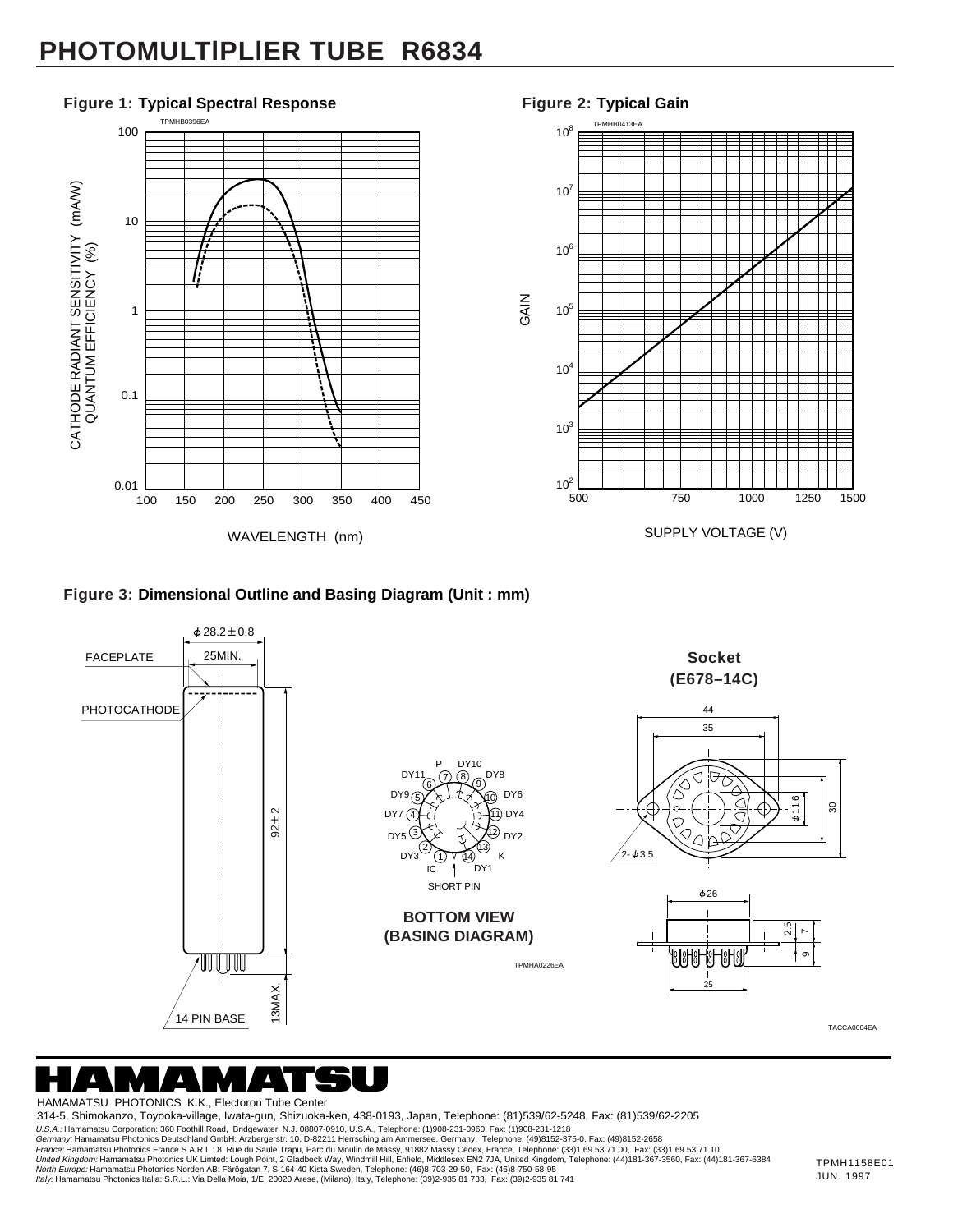# PHOTOMULTIPLIER TUBE R6834

**Figure 1: Typical Spectral Response**

TPMHB0396EA

CATHODE RADIANT SENSITIVITY (mA/W)
QUANTUM EFFICIENCY (%)

100
10
1
0.1
0.01

100 150 200 250 300 350 400 450

WAVELENGTH (nm)

**Figure 2: Typical Gain**

TPMHB0413EA

GAIN

$10^8$
$10^7$
$10^6$
$10^5$
$10^4$
$10^3$
$10^2$

500 750 1000 1250 1500

SUPPLY VOLTAGE (V)

**Figure 3: Dimensional Outline and Basing Diagram (Unit : mm)**

φ28.2±0.8
25MIN.
FACEPLATE
PHOTOCATHODE
92±2
13MAX.
14 PIN BASE

P, DY10, DY11, DY8, DY9, DY6, DY7, DY4, DY5, DY2, DY3, K, IC, DY1
SHORT PIN

**BOTTOM VIEW (BASING DIAGRAM)**

TPMHA0226EA

**Socket (E678–14C)**

44
35
30
φ11.6
2-φ3.5
φ26
2.5
7
9
25

TACCA0004EA

HAMAMATSU

HAMAMATSU PHOTONICS K.K., Electoron Tube Center
314-5, Shimokanzo, Toyooka-village, Iwata-gun, Shizuoka-ken, 438-0193, Japan, Telephone: (81)539/62-5248, Fax: (81)539/62-2205

*U.S.A.:* Hamamatsu Corporation: 360 Foothill Road, Bridgewater. N.J. 08807-0910, U.S.A., Telephone: (1)908-231-0960, Fax: (1)908-231-1218
*Germany:* Hamamatsu Photonics Deutschland GmbH: Arzbergerstr. 10, D-82211 Herrsching am Ammersee, Germany, Telephone: (49)8152-375-0, Fax: (49)8152-2658
*France:* Hamamatsu Photonics France S.A.R.L.: 8, Rue du Saule Trapu, Parc du Moulin de Massy, 91882 Massy Cedex, France, Telephone: (33)1 69 53 71 00, Fax: (33)1 69 53 71 10
*United Kingdom:* Hamamatsu Photonics UK Limted: Lough Point, 2 Gladbeck Way, Windmill Hill, Enfield, Middlesex EN2 7JA, United Kingdom, Telephone: (44)181-367-3560, Fax: (44)181-367-6384
*North Europe:* Hamamatsu Photonics Norden AB: Färögatan 7, S-164-40 Kista Sweden, Telephone: (46)8-703-29-50, Fax: (46)8-750-58-95
*Italy:* Hamamatsu Photonics Italia: S.R.L.: Via Della Moia, 1/E, 20020 Arese, (Milano), Italy, Telephone: (39)2-935 81 733, Fax: (39)2-935 81 741

TPMH1158E01
JUN. 1997